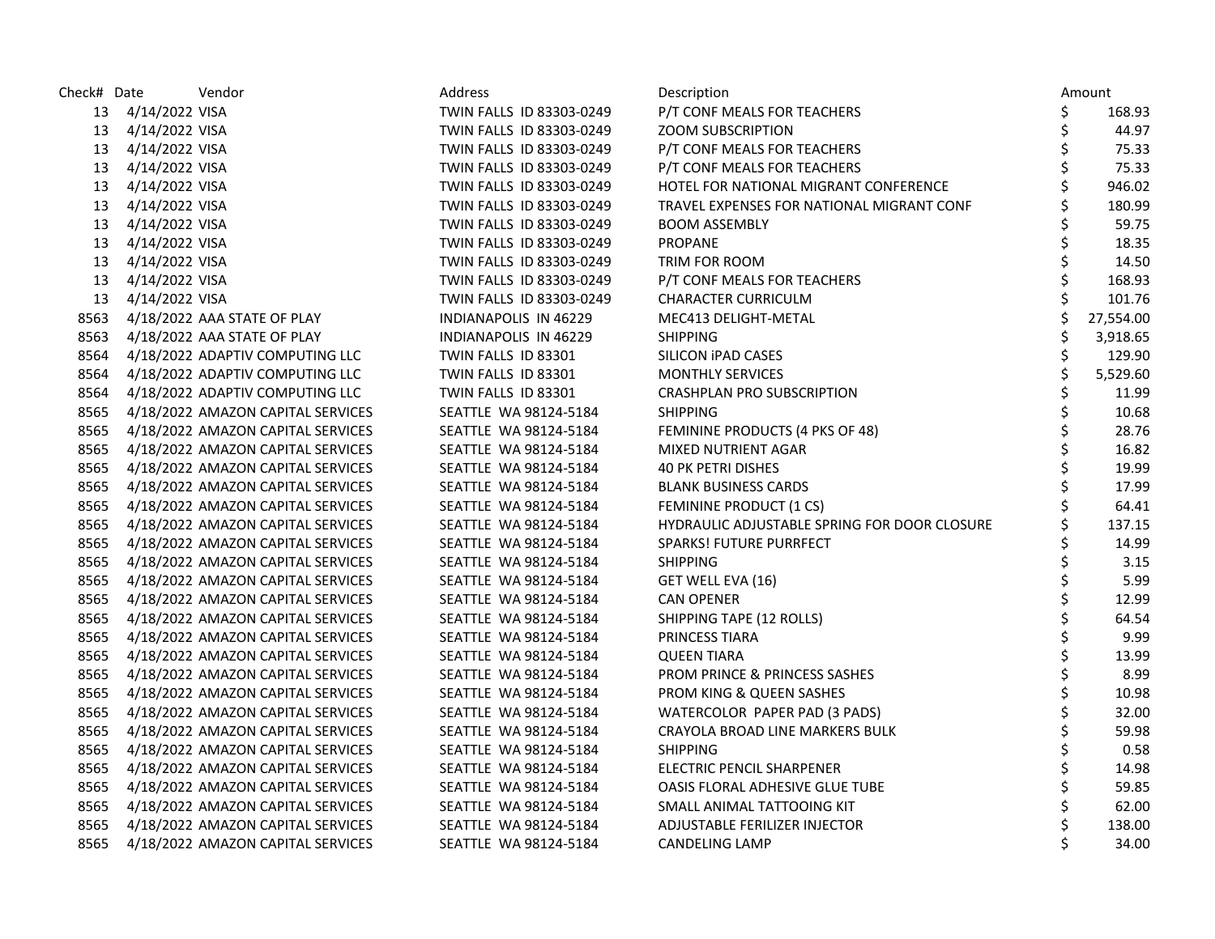| Check# | Date | Vendor | Address | Description | Amount |
|---|---|---|---|---|---|
| 13 | 4/14/2022 | VISA | TWIN FALLS ID 83303-0249 | P/T CONF MEALS FOR TEACHERS | $ 168.93 |
| 13 | 4/14/2022 | VISA | TWIN FALLS ID 83303-0249 | ZOOM SUBSCRIPTION | $ 44.97 |
| 13 | 4/14/2022 | VISA | TWIN FALLS ID 83303-0249 | P/T CONF MEALS FOR TEACHERS | $ 75.33 |
| 13 | 4/14/2022 | VISA | TWIN FALLS ID 83303-0249 | P/T CONF MEALS FOR TEACHERS | $ 75.33 |
| 13 | 4/14/2022 | VISA | TWIN FALLS ID 83303-0249 | HOTEL FOR NATIONAL MIGRANT CONFERENCE | $ 946.02 |
| 13 | 4/14/2022 | VISA | TWIN FALLS ID 83303-0249 | TRAVEL EXPENSES FOR NATIONAL MIGRANT CONF | $ 180.99 |
| 13 | 4/14/2022 | VISA | TWIN FALLS ID 83303-0249 | BOOM ASSEMBLY | $ 59.75 |
| 13 | 4/14/2022 | VISA | TWIN FALLS ID 83303-0249 | PROPANE | $ 18.35 |
| 13 | 4/14/2022 | VISA | TWIN FALLS ID 83303-0249 | TRIM FOR ROOM | $ 14.50 |
| 13 | 4/14/2022 | VISA | TWIN FALLS ID 83303-0249 | P/T CONF MEALS FOR TEACHERS | $ 168.93 |
| 13 | 4/14/2022 | VISA | TWIN FALLS ID 83303-0249 | CHARACTER CURRICULM | $ 101.76 |
| 8563 | 4/18/2022 | AAA STATE OF PLAY | INDIANAPOLIS IN 46229 | MEC413 DELIGHT-METAL | $ 27,554.00 |
| 8563 | 4/18/2022 | AAA STATE OF PLAY | INDIANAPOLIS IN 46229 | SHIPPING | $ 3,918.65 |
| 8564 | 4/18/2022 | ADAPTIV COMPUTING LLC | TWIN FALLS ID 83301 | SILICON iPAD CASES | $ 129.90 |
| 8564 | 4/18/2022 | ADAPTIV COMPUTING LLC | TWIN FALLS ID 83301 | MONTHLY SERVICES | $ 5,529.60 |
| 8564 | 4/18/2022 | ADAPTIV COMPUTING LLC | TWIN FALLS ID 83301 | CRASHPLAN PRO SUBSCRIPTION | $ 11.99 |
| 8565 | 4/18/2022 | AMAZON CAPITAL SERVICES | SEATTLE WA 98124-5184 | SHIPPING | $ 10.68 |
| 8565 | 4/18/2022 | AMAZON CAPITAL SERVICES | SEATTLE WA 98124-5184 | FEMININE PRODUCTS (4 PKS OF 48) | $ 28.76 |
| 8565 | 4/18/2022 | AMAZON CAPITAL SERVICES | SEATTLE WA 98124-5184 | MIXED NUTRIENT AGAR | $ 16.82 |
| 8565 | 4/18/2022 | AMAZON CAPITAL SERVICES | SEATTLE WA 98124-5184 | 40 PK PETRI DISHES | $ 19.99 |
| 8565 | 4/18/2022 | AMAZON CAPITAL SERVICES | SEATTLE WA 98124-5184 | BLANK BUSINESS CARDS | $ 17.99 |
| 8565 | 4/18/2022 | AMAZON CAPITAL SERVICES | SEATTLE WA 98124-5184 | FEMININE PRODUCT (1 CS) | $ 64.41 |
| 8565 | 4/18/2022 | AMAZON CAPITAL SERVICES | SEATTLE WA 98124-5184 | HYDRAULIC ADJUSTABLE SPRING FOR DOOR CLOSURE | $ 137.15 |
| 8565 | 4/18/2022 | AMAZON CAPITAL SERVICES | SEATTLE WA 98124-5184 | SPARKS! FUTURE PURRFECT | $ 14.99 |
| 8565 | 4/18/2022 | AMAZON CAPITAL SERVICES | SEATTLE WA 98124-5184 | SHIPPING | $ 3.15 |
| 8565 | 4/18/2022 | AMAZON CAPITAL SERVICES | SEATTLE WA 98124-5184 | GET WELL EVA (16) | $ 5.99 |
| 8565 | 4/18/2022 | AMAZON CAPITAL SERVICES | SEATTLE WA 98124-5184 | CAN OPENER | $ 12.99 |
| 8565 | 4/18/2022 | AMAZON CAPITAL SERVICES | SEATTLE WA 98124-5184 | SHIPPING TAPE (12 ROLLS) | $ 64.54 |
| 8565 | 4/18/2022 | AMAZON CAPITAL SERVICES | SEATTLE WA 98124-5184 | PRINCESS TIARA | $ 9.99 |
| 8565 | 4/18/2022 | AMAZON CAPITAL SERVICES | SEATTLE WA 98124-5184 | QUEEN TIARA | $ 13.99 |
| 8565 | 4/18/2022 | AMAZON CAPITAL SERVICES | SEATTLE WA 98124-5184 | PROM PRINCE & PRINCESS SASHES | $ 8.99 |
| 8565 | 4/18/2022 | AMAZON CAPITAL SERVICES | SEATTLE WA 98124-5184 | PROM KING & QUEEN SASHES | $ 10.98 |
| 8565 | 4/18/2022 | AMAZON CAPITAL SERVICES | SEATTLE WA 98124-5184 | WATERCOLOR PAPER PAD (3 PADS) | $ 32.00 |
| 8565 | 4/18/2022 | AMAZON CAPITAL SERVICES | SEATTLE WA 98124-5184 | CRAYOLA BROAD LINE MARKERS BULK | $ 59.98 |
| 8565 | 4/18/2022 | AMAZON CAPITAL SERVICES | SEATTLE WA 98124-5184 | SHIPPING | $ 0.58 |
| 8565 | 4/18/2022 | AMAZON CAPITAL SERVICES | SEATTLE WA 98124-5184 | ELECTRIC PENCIL SHARPENER | $ 14.98 |
| 8565 | 4/18/2022 | AMAZON CAPITAL SERVICES | SEATTLE WA 98124-5184 | OASIS FLORAL ADHESIVE GLUE TUBE | $ 59.85 |
| 8565 | 4/18/2022 | AMAZON CAPITAL SERVICES | SEATTLE WA 98124-5184 | SMALL ANIMAL TATTOOING KIT | $ 62.00 |
| 8565 | 4/18/2022 | AMAZON CAPITAL SERVICES | SEATTLE WA 98124-5184 | ADJUSTABLE FERILIZER INJECTOR | $ 138.00 |
| 8565 | 4/18/2022 | AMAZON CAPITAL SERVICES | SEATTLE WA 98124-5184 | CANDELING LAMP | $ 34.00 |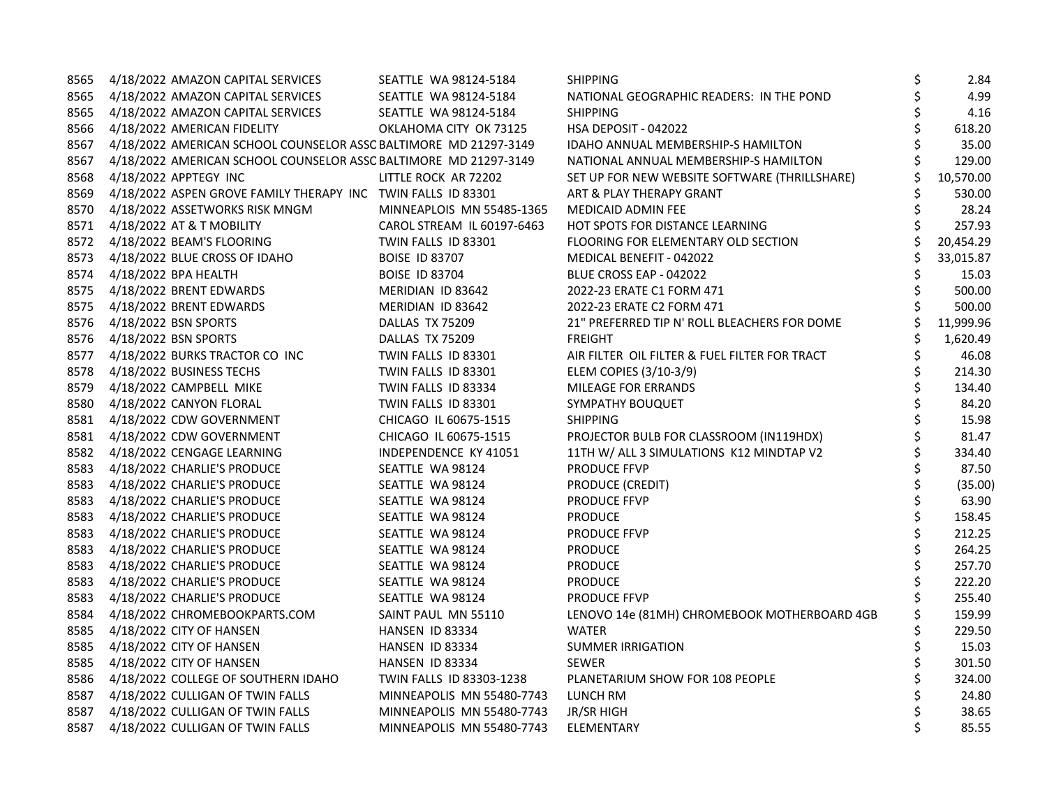| | | | | | |
|---|---|---|---|---|---|
| 8565 | 4/18/2022 | AMAZON CAPITAL SERVICES | SEATTLE WA 98124-5184 | SHIPPING | $ 2.84 |
| 8565 | 4/18/2022 | AMAZON CAPITAL SERVICES | SEATTLE WA 98124-5184 | NATIONAL GEOGRAPHIC READERS: IN THE POND | $ 4.99 |
| 8565 | 4/18/2022 | AMAZON CAPITAL SERVICES | SEATTLE WA 98124-5184 | SHIPPING | $ 4.16 |
| 8566 | 4/18/2022 | AMERICAN FIDELITY | OKLAHOMA CITY OK 73125 | HSA DEPOSIT - 042022 | $ 618.20 |
| 8567 | 4/18/2022 | AMERICAN SCHOOL COUNSELOR ASSC | BALTIMORE MD 21297-3149 | IDAHO ANNUAL MEMBERSHIP-S HAMILTON | $ 35.00 |
| 8567 | 4/18/2022 | AMERICAN SCHOOL COUNSELOR ASSC | BALTIMORE MD 21297-3149 | NATIONAL ANNUAL MEMBERSHIP-S HAMILTON | $ 129.00 |
| 8568 | 4/18/2022 | APPTEGY INC | LITTLE ROCK AR 72202 | SET UP FOR NEW WEBSITE SOFTWARE (THRILLSHARE) | $ 10,570.00 |
| 8569 | 4/18/2022 | ASPEN GROVE FAMILY THERAPY INC | TWIN FALLS ID 83301 | ART & PLAY THERAPY GRANT | $ 530.00 |
| 8570 | 4/18/2022 | ASSETWORKS RISK MNGM | MINNEAPLOIS MN 55485-1365 | MEDICAID ADMIN FEE | $ 28.24 |
| 8571 | 4/18/2022 | AT & T MOBILITY | CAROL STREAM IL 60197-6463 | HOT SPOTS FOR DISTANCE LEARNING | $ 257.93 |
| 8572 | 4/18/2022 | BEAM'S FLOORING | TWIN FALLS ID 83301 | FLOORING FOR ELEMENTARY OLD SECTION | $ 20,454.29 |
| 8573 | 4/18/2022 | BLUE CROSS OF IDAHO | BOISE ID 83707 | MEDICAL BENEFIT - 042022 | $ 33,015.87 |
| 8574 | 4/18/2022 | BPA HEALTH | BOISE ID 83704 | BLUE CROSS EAP - 042022 | $ 15.03 |
| 8575 | 4/18/2022 | BRENT EDWARDS | MERIDIAN ID 83642 | 2022-23 ERATE C1 FORM 471 | $ 500.00 |
| 8575 | 4/18/2022 | BRENT EDWARDS | MERIDIAN ID 83642 | 2022-23 ERATE C2 FORM 471 | $ 500.00 |
| 8576 | 4/18/2022 | BSN SPORTS | DALLAS TX 75209 | 21" PREFERRED TIP N' ROLL BLEACHERS FOR DOME | $ 11,999.96 |
| 8576 | 4/18/2022 | BSN SPORTS | DALLAS TX 75209 | FREIGHT | $ 1,620.49 |
| 8577 | 4/18/2022 | BURKS TRACTOR CO INC | TWIN FALLS ID 83301 | AIR FILTER OIL FILTER & FUEL FILTER FOR TRACT | $ 46.08 |
| 8578 | 4/18/2022 | BUSINESS TECHS | TWIN FALLS ID 83301 | ELEM COPIES (3/10-3/9) | $ 214.30 |
| 8579 | 4/18/2022 | CAMPBELL MIKE | TWIN FALLS ID 83334 | MILEAGE FOR ERRANDS | $ 134.40 |
| 8580 | 4/18/2022 | CANYON FLORAL | TWIN FALLS ID 83301 | SYMPATHY BOUQUET | $ 84.20 |
| 8581 | 4/18/2022 | CDW GOVERNMENT | CHICAGO IL 60675-1515 | SHIPPING | $ 15.98 |
| 8581 | 4/18/2022 | CDW GOVERNMENT | CHICAGO IL 60675-1515 | PROJECTOR BULB FOR CLASSROOM (IN119HDX) | $ 81.47 |
| 8582 | 4/18/2022 | CENGAGE LEARNING | INDEPENDENCE KY 41051 | 11TH W/ ALL 3 SIMULATIONS K12 MINDTAP V2 | $ 334.40 |
| 8583 | 4/18/2022 | CHARLIE'S PRODUCE | SEATTLE WA 98124 | PRODUCE FFVP | $ 87.50 |
| 8583 | 4/18/2022 | CHARLIE'S PRODUCE | SEATTLE WA 98124 | PRODUCE (CREDIT) | $ (35.00) |
| 8583 | 4/18/2022 | CHARLIE'S PRODUCE | SEATTLE WA 98124 | PRODUCE FFVP | $ 63.90 |
| 8583 | 4/18/2022 | CHARLIE'S PRODUCE | SEATTLE WA 98124 | PRODUCE | $ 158.45 |
| 8583 | 4/18/2022 | CHARLIE'S PRODUCE | SEATTLE WA 98124 | PRODUCE FFVP | $ 212.25 |
| 8583 | 4/18/2022 | CHARLIE'S PRODUCE | SEATTLE WA 98124 | PRODUCE | $ 264.25 |
| 8583 | 4/18/2022 | CHARLIE'S PRODUCE | SEATTLE WA 98124 | PRODUCE | $ 257.70 |
| 8583 | 4/18/2022 | CHARLIE'S PRODUCE | SEATTLE WA 98124 | PRODUCE | $ 222.20 |
| 8583 | 4/18/2022 | CHARLIE'S PRODUCE | SEATTLE WA 98124 | PRODUCE FFVP | $ 255.40 |
| 8584 | 4/18/2022 | CHROMEBOOKPARTS.COM | SAINT PAUL MN 55110 | LENOVO 14e (81MH) CHROMEBOOK MOTHERBOARD 4GB | $ 159.99 |
| 8585 | 4/18/2022 | CITY OF HANSEN | HANSEN ID 83334 | WATER | $ 229.50 |
| 8585 | 4/18/2022 | CITY OF HANSEN | HANSEN ID 83334 | SUMMER IRRIGATION | $ 15.03 |
| 8585 | 4/18/2022 | CITY OF HANSEN | HANSEN ID 83334 | SEWER | $ 301.50 |
| 8586 | 4/18/2022 | COLLEGE OF SOUTHERN IDAHO | TWIN FALLS ID 83303-1238 | PLANETARIUM SHOW FOR 108 PEOPLE | $ 324.00 |
| 8587 | 4/18/2022 | CULLIGAN OF TWIN FALLS | MINNEAPOLIS MN 55480-7743 | LUNCH RM | $ 24.80 |
| 8587 | 4/18/2022 | CULLIGAN OF TWIN FALLS | MINNEAPOLIS MN 55480-7743 | JR/SR HIGH | $ 38.65 |
| 8587 | 4/18/2022 | CULLIGAN OF TWIN FALLS | MINNEAPOLIS MN 55480-7743 | ELEMENTARY | $ 85.55 |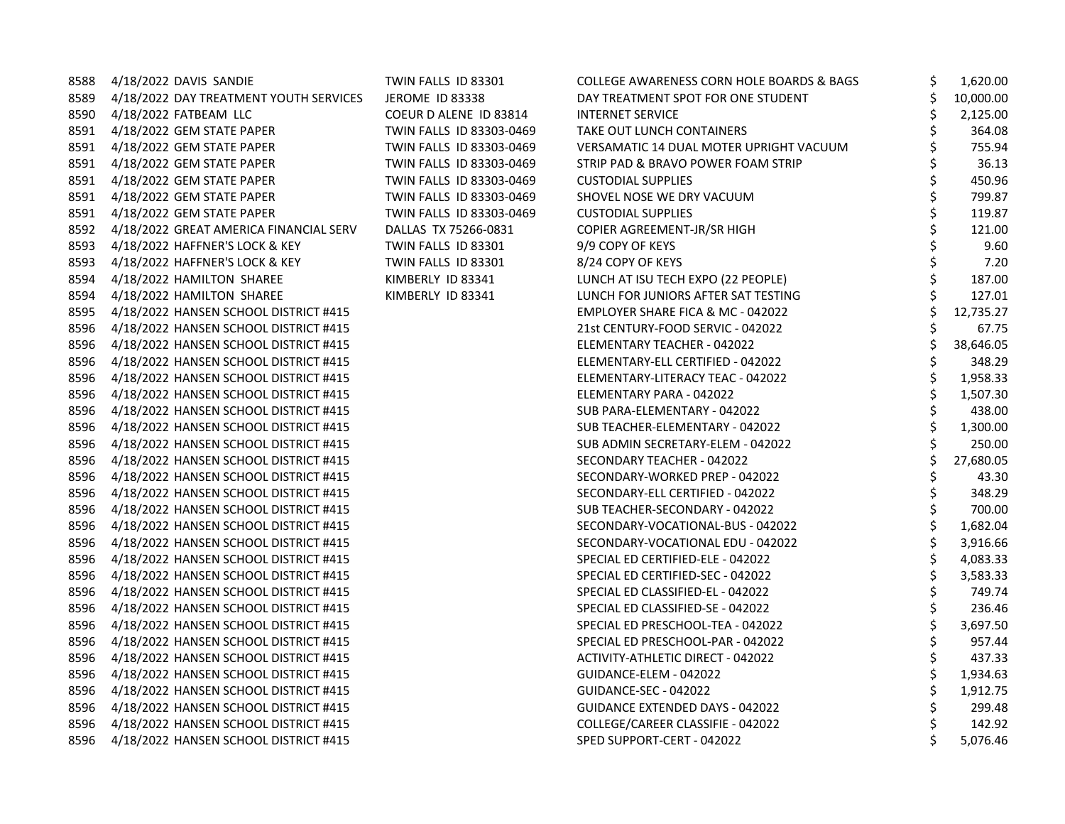| | | | | | |
|---|---|---|---|---|---|
| 8588 | 4/18/2022 | DAVIS SANDIE | TWIN FALLS ID 83301 | COLLEGE AWARENESS CORN HOLE BOARDS & BAGS | $ 1,620.00 |
| 8589 | 4/18/2022 | DAY TREATMENT YOUTH SERVICES | JEROME ID 83338 | DAY TREATMENT SPOT FOR ONE STUDENT | $ 10,000.00 |
| 8590 | 4/18/2022 | FATBEAM LLC | COEUR D ALENE ID 83814 | INTERNET SERVICE | $ 2,125.00 |
| 8591 | 4/18/2022 | GEM STATE PAPER | TWIN FALLS ID 83303-0469 | TAKE OUT LUNCH CONTAINERS | $ 364.08 |
| 8591 | 4/18/2022 | GEM STATE PAPER | TWIN FALLS ID 83303-0469 | VERSAMATIC 14 DUAL MOTER UPRIGHT VACUUM | $ 755.94 |
| 8591 | 4/18/2022 | GEM STATE PAPER | TWIN FALLS ID 83303-0469 | STRIP PAD & BRAVO POWER FOAM STRIP | $ 36.13 |
| 8591 | 4/18/2022 | GEM STATE PAPER | TWIN FALLS ID 83303-0469 | CUSTODIAL SUPPLIES | $ 450.96 |
| 8591 | 4/18/2022 | GEM STATE PAPER | TWIN FALLS ID 83303-0469 | SHOVEL NOSE WE DRY VACUUM | $ 799.87 |
| 8591 | 4/18/2022 | GEM STATE PAPER | TWIN FALLS ID 83303-0469 | CUSTODIAL SUPPLIES | $ 119.87 |
| 8592 | 4/18/2022 | GREAT AMERICA FINANCIAL SERV | DALLAS TX 75266-0831 | COPIER AGREEMENT-JR/SR HIGH | $ 121.00 |
| 8593 | 4/18/2022 | HAFFNER'S LOCK & KEY | TWIN FALLS ID 83301 | 9/9 COPY OF KEYS | $ 9.60 |
| 8593 | 4/18/2022 | HAFFNER'S LOCK & KEY | TWIN FALLS ID 83301 | 8/24 COPY OF KEYS | $ 7.20 |
| 8594 | 4/18/2022 | HAMILTON SHAREE | KIMBERLY ID 83341 | LUNCH AT ISU TECH EXPO (22 PEOPLE) | $ 187.00 |
| 8594 | 4/18/2022 | HAMILTON SHAREE | KIMBERLY ID 83341 | LUNCH FOR JUNIORS AFTER SAT TESTING | $ 127.01 |
| 8595 | 4/18/2022 | HANSEN SCHOOL DISTRICT #415 | | EMPLOYER SHARE FICA & MC - 042022 | $ 12,735.27 |
| 8596 | 4/18/2022 | HANSEN SCHOOL DISTRICT #415 | | 21st CENTURY-FOOD SERVIC - 042022 | $ 67.75 |
| 8596 | 4/18/2022 | HANSEN SCHOOL DISTRICT #415 | | ELEMENTARY TEACHER - 042022 | $ 38,646.05 |
| 8596 | 4/18/2022 | HANSEN SCHOOL DISTRICT #415 | | ELEMENTARY-ELL CERTIFIED - 042022 | $ 348.29 |
| 8596 | 4/18/2022 | HANSEN SCHOOL DISTRICT #415 | | ELEMENTARY-LITERACY TEAC - 042022 | $ 1,958.33 |
| 8596 | 4/18/2022 | HANSEN SCHOOL DISTRICT #415 | | ELEMENTARY PARA - 042022 | $ 1,507.30 |
| 8596 | 4/18/2022 | HANSEN SCHOOL DISTRICT #415 | | SUB PARA-ELEMENTARY - 042022 | $ 438.00 |
| 8596 | 4/18/2022 | HANSEN SCHOOL DISTRICT #415 | | SUB TEACHER-ELEMENTARY - 042022 | $ 1,300.00 |
| 8596 | 4/18/2022 | HANSEN SCHOOL DISTRICT #415 | | SUB ADMIN SECRETARY-ELEM - 042022 | $ 250.00 |
| 8596 | 4/18/2022 | HANSEN SCHOOL DISTRICT #415 | | SECONDARY TEACHER - 042022 | $ 27,680.05 |
| 8596 | 4/18/2022 | HANSEN SCHOOL DISTRICT #415 | | SECONDARY-WORKED PREP - 042022 | $ 43.30 |
| 8596 | 4/18/2022 | HANSEN SCHOOL DISTRICT #415 | | SECONDARY-ELL CERTIFIED - 042022 | $ 348.29 |
| 8596 | 4/18/2022 | HANSEN SCHOOL DISTRICT #415 | | SUB TEACHER-SECONDARY - 042022 | $ 700.00 |
| 8596 | 4/18/2022 | HANSEN SCHOOL DISTRICT #415 | | SECONDARY-VOCATIONAL-BUS - 042022 | $ 1,682.04 |
| 8596 | 4/18/2022 | HANSEN SCHOOL DISTRICT #415 | | SECONDARY-VOCATIONAL EDU - 042022 | $ 3,916.66 |
| 8596 | 4/18/2022 | HANSEN SCHOOL DISTRICT #415 | | SPECIAL ED CERTIFIED-ELE - 042022 | $ 4,083.33 |
| 8596 | 4/18/2022 | HANSEN SCHOOL DISTRICT #415 | | SPECIAL ED CERTIFIED-SEC - 042022 | $ 3,583.33 |
| 8596 | 4/18/2022 | HANSEN SCHOOL DISTRICT #415 | | SPECIAL ED CLASSIFIED-EL - 042022 | $ 749.74 |
| 8596 | 4/18/2022 | HANSEN SCHOOL DISTRICT #415 | | SPECIAL ED CLASSIFIED-SE - 042022 | $ 236.46 |
| 8596 | 4/18/2022 | HANSEN SCHOOL DISTRICT #415 | | SPECIAL ED PRESCHOOL-TEA - 042022 | $ 3,697.50 |
| 8596 | 4/18/2022 | HANSEN SCHOOL DISTRICT #415 | | SPECIAL ED PRESCHOOL-PAR - 042022 | $ 957.44 |
| 8596 | 4/18/2022 | HANSEN SCHOOL DISTRICT #415 | | ACTIVITY-ATHLETIC DIRECT - 042022 | $ 437.33 |
| 8596 | 4/18/2022 | HANSEN SCHOOL DISTRICT #415 | | GUIDANCE-ELEM - 042022 | $ 1,934.63 |
| 8596 | 4/18/2022 | HANSEN SCHOOL DISTRICT #415 | | GUIDANCE-SEC - 042022 | $ 1,912.75 |
| 8596 | 4/18/2022 | HANSEN SCHOOL DISTRICT #415 | | GUIDANCE EXTENDED DAYS - 042022 | $ 299.48 |
| 8596 | 4/18/2022 | HANSEN SCHOOL DISTRICT #415 | | COLLEGE/CAREER CLASSIFIE - 042022 | $ 142.92 |
| 8596 | 4/18/2022 | HANSEN SCHOOL DISTRICT #415 | | SPED SUPPORT-CERT - 042022 | $ 5,076.46 |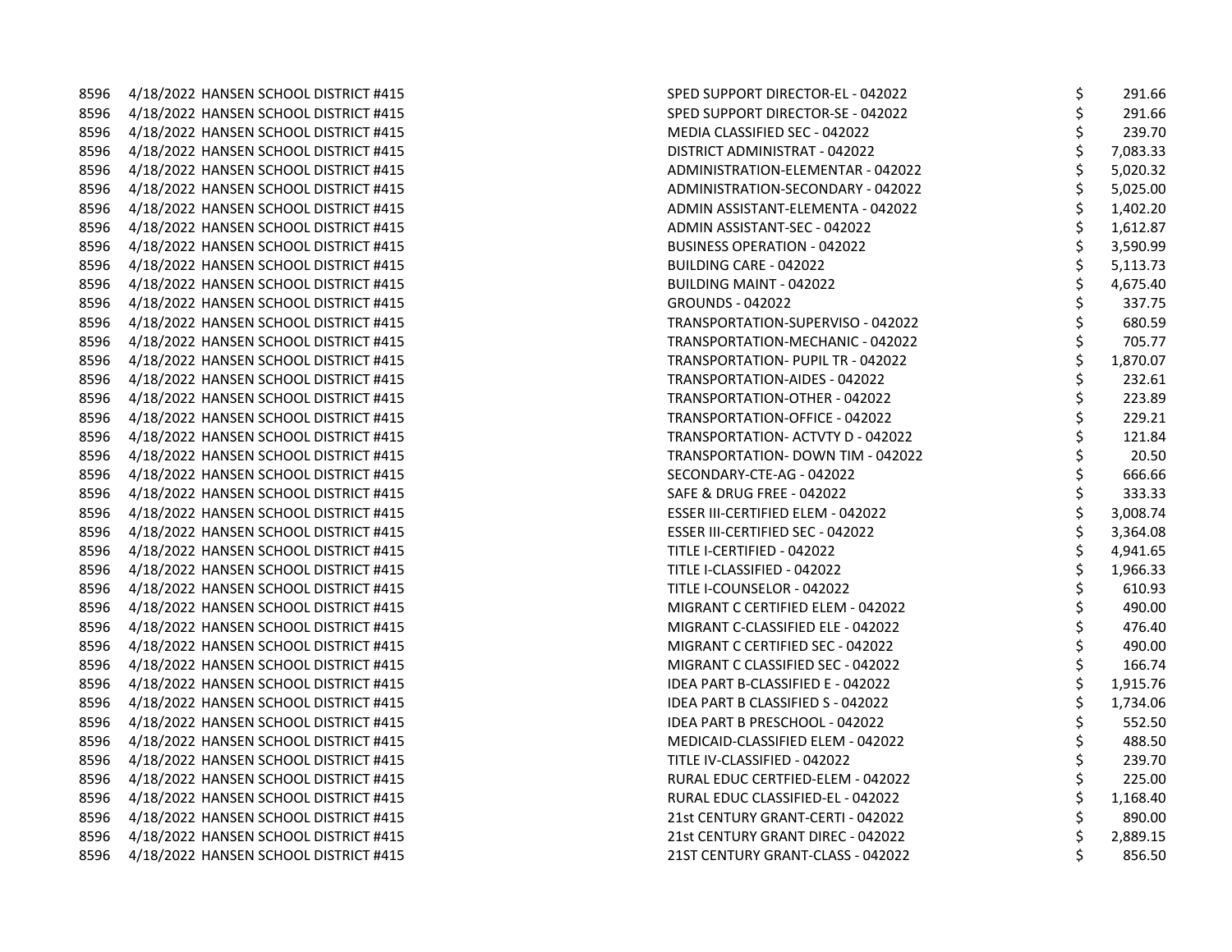| | | | | | |
|---|---|---|---|---|---|
| 8596 | 4/18/2022 | HANSEN SCHOOL DISTRICT #415 | SPED SUPPORT DIRECTOR-EL - 042022 | $ | 291.66 |
| 8596 | 4/18/2022 | HANSEN SCHOOL DISTRICT #415 | SPED SUPPORT DIRECTOR-SE - 042022 | $ | 291.66 |
| 8596 | 4/18/2022 | HANSEN SCHOOL DISTRICT #415 | MEDIA CLASSIFIED SEC - 042022 | $ | 239.70 |
| 8596 | 4/18/2022 | HANSEN SCHOOL DISTRICT #415 | DISTRICT ADMINISTRAT - 042022 | $ | 7,083.33 |
| 8596 | 4/18/2022 | HANSEN SCHOOL DISTRICT #415 | ADMINISTRATION-ELEMENTAR - 042022 | $ | 5,020.32 |
| 8596 | 4/18/2022 | HANSEN SCHOOL DISTRICT #415 | ADMINISTRATION-SECONDARY - 042022 | $ | 5,025.00 |
| 8596 | 4/18/2022 | HANSEN SCHOOL DISTRICT #415 | ADMIN ASSISTANT-ELEMENTA - 042022 | $ | 1,402.20 |
| 8596 | 4/18/2022 | HANSEN SCHOOL DISTRICT #415 | ADMIN ASSISTANT-SEC - 042022 | $ | 1,612.87 |
| 8596 | 4/18/2022 | HANSEN SCHOOL DISTRICT #415 | BUSINESS OPERATION - 042022 | $ | 3,590.99 |
| 8596 | 4/18/2022 | HANSEN SCHOOL DISTRICT #415 | BUILDING CARE - 042022 | $ | 5,113.73 |
| 8596 | 4/18/2022 | HANSEN SCHOOL DISTRICT #415 | BUILDING MAINT - 042022 | $ | 4,675.40 |
| 8596 | 4/18/2022 | HANSEN SCHOOL DISTRICT #415 | GROUNDS - 042022 | $ | 337.75 |
| 8596 | 4/18/2022 | HANSEN SCHOOL DISTRICT #415 | TRANSPORTATION-SUPERVISO - 042022 | $ | 680.59 |
| 8596 | 4/18/2022 | HANSEN SCHOOL DISTRICT #415 | TRANSPORTATION-MECHANIC - 042022 | $ | 705.77 |
| 8596 | 4/18/2022 | HANSEN SCHOOL DISTRICT #415 | TRANSPORTATION- PUPIL TR - 042022 | $ | 1,870.07 |
| 8596 | 4/18/2022 | HANSEN SCHOOL DISTRICT #415 | TRANSPORTATION-AIDES - 042022 | $ | 232.61 |
| 8596 | 4/18/2022 | HANSEN SCHOOL DISTRICT #415 | TRANSPORTATION-OTHER - 042022 | $ | 223.89 |
| 8596 | 4/18/2022 | HANSEN SCHOOL DISTRICT #415 | TRANSPORTATION-OFFICE - 042022 | $ | 229.21 |
| 8596 | 4/18/2022 | HANSEN SCHOOL DISTRICT #415 | TRANSPORTATION- ACTVTY D - 042022 | $ | 121.84 |
| 8596 | 4/18/2022 | HANSEN SCHOOL DISTRICT #415 | TRANSPORTATION- DOWN TIM - 042022 | $ | 20.50 |
| 8596 | 4/18/2022 | HANSEN SCHOOL DISTRICT #415 | SECONDARY-CTE-AG - 042022 | $ | 666.66 |
| 8596 | 4/18/2022 | HANSEN SCHOOL DISTRICT #415 | SAFE & DRUG FREE - 042022 | $ | 333.33 |
| 8596 | 4/18/2022 | HANSEN SCHOOL DISTRICT #415 | ESSER III-CERTIFIED ELEM - 042022 | $ | 3,008.74 |
| 8596 | 4/18/2022 | HANSEN SCHOOL DISTRICT #415 | ESSER III-CERTIFIED SEC - 042022 | $ | 3,364.08 |
| 8596 | 4/18/2022 | HANSEN SCHOOL DISTRICT #415 | TITLE I-CERTIFIED - 042022 | $ | 4,941.65 |
| 8596 | 4/18/2022 | HANSEN SCHOOL DISTRICT #415 | TITLE I-CLASSIFIED - 042022 | $ | 1,966.33 |
| 8596 | 4/18/2022 | HANSEN SCHOOL DISTRICT #415 | TITLE I-COUNSELOR - 042022 | $ | 610.93 |
| 8596 | 4/18/2022 | HANSEN SCHOOL DISTRICT #415 | MIGRANT C CERTIFIED ELEM - 042022 | $ | 490.00 |
| 8596 | 4/18/2022 | HANSEN SCHOOL DISTRICT #415 | MIGRANT C-CLASSIFIED ELE - 042022 | $ | 476.40 |
| 8596 | 4/18/2022 | HANSEN SCHOOL DISTRICT #415 | MIGRANT C CERTIFIED SEC - 042022 | $ | 490.00 |
| 8596 | 4/18/2022 | HANSEN SCHOOL DISTRICT #415 | MIGRANT C CLASSIFIED SEC - 042022 | $ | 166.74 |
| 8596 | 4/18/2022 | HANSEN SCHOOL DISTRICT #415 | IDEA PART B-CLASSIFIED E - 042022 | $ | 1,915.76 |
| 8596 | 4/18/2022 | HANSEN SCHOOL DISTRICT #415 | IDEA PART B CLASSIFIED S - 042022 | $ | 1,734.06 |
| 8596 | 4/18/2022 | HANSEN SCHOOL DISTRICT #415 | IDEA PART B PRESCHOOL - 042022 | $ | 552.50 |
| 8596 | 4/18/2022 | HANSEN SCHOOL DISTRICT #415 | MEDICAID-CLASSIFIED ELEM - 042022 | $ | 488.50 |
| 8596 | 4/18/2022 | HANSEN SCHOOL DISTRICT #415 | TITLE IV-CLASSIFIED - 042022 | $ | 239.70 |
| 8596 | 4/18/2022 | HANSEN SCHOOL DISTRICT #415 | RURAL EDUC CERTFIED-ELEM - 042022 | $ | 225.00 |
| 8596 | 4/18/2022 | HANSEN SCHOOL DISTRICT #415 | RURAL EDUC CLASSIFIED-EL - 042022 | $ | 1,168.40 |
| 8596 | 4/18/2022 | HANSEN SCHOOL DISTRICT #415 | 21st CENTURY GRANT-CERTI - 042022 | $ | 890.00 |
| 8596 | 4/18/2022 | HANSEN SCHOOL DISTRICT #415 | 21st CENTURY GRANT DIREC - 042022 | $ | 2,889.15 |
| 8596 | 4/18/2022 | HANSEN SCHOOL DISTRICT #415 | 21ST CENTURY GRANT-CLASS - 042022 | $ | 856.50 |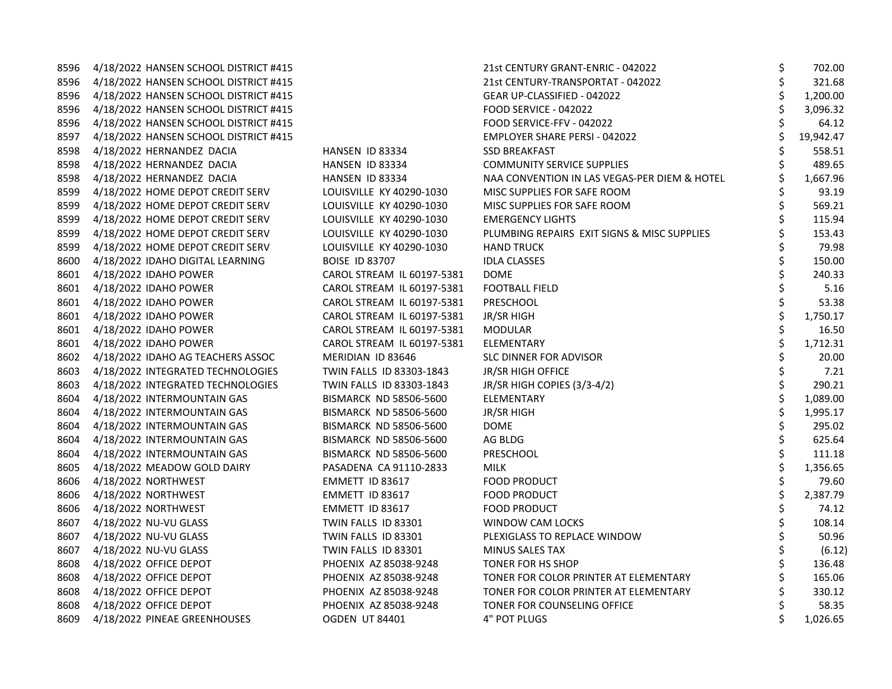| | | | | | |
|---|---|---|---|---|---|
| 8596 | 4/18/2022 | HANSEN SCHOOL DISTRICT #415 | | 21st CENTURY GRANT-ENRIC - 042022 | $ 702.00 |
| 8596 | 4/18/2022 | HANSEN SCHOOL DISTRICT #415 | | 21st CENTURY-TRANSPORTAT - 042022 | $ 321.68 |
| 8596 | 4/18/2022 | HANSEN SCHOOL DISTRICT #415 | | GEAR UP-CLASSIFIED - 042022 | $ 1,200.00 |
| 8596 | 4/18/2022 | HANSEN SCHOOL DISTRICT #415 | | FOOD SERVICE - 042022 | $ 3,096.32 |
| 8596 | 4/18/2022 | HANSEN SCHOOL DISTRICT #415 | | FOOD SERVICE-FFV - 042022 | $ 64.12 |
| 8597 | 4/18/2022 | HANSEN SCHOOL DISTRICT #415 | | EMPLOYER SHARE PERSI - 042022 | $ 19,942.47 |
| 8598 | 4/18/2022 | HERNANDEZ DACIA | HANSEN ID 83334 | SSD BREAKFAST | $ 558.51 |
| 8598 | 4/18/2022 | HERNANDEZ DACIA | HANSEN ID 83334 | COMMUNITY SERVICE SUPPLIES | $ 489.65 |
| 8598 | 4/18/2022 | HERNANDEZ DACIA | HANSEN ID 83334 | NAA CONVENTION IN LAS VEGAS-PER DIEM & HOTEL | $ 1,667.96 |
| 8599 | 4/18/2022 | HOME DEPOT CREDIT SERV | LOUISVILLE KY 40290-1030 | MISC SUPPLIES FOR SAFE ROOM | $ 93.19 |
| 8599 | 4/18/2022 | HOME DEPOT CREDIT SERV | LOUISVILLE KY 40290-1030 | MISC SUPPLIES FOR SAFE ROOM | $ 569.21 |
| 8599 | 4/18/2022 | HOME DEPOT CREDIT SERV | LOUISVILLE KY 40290-1030 | EMERGENCY LIGHTS | $ 115.94 |
| 8599 | 4/18/2022 | HOME DEPOT CREDIT SERV | LOUISVILLE KY 40290-1030 | PLUMBING REPAIRS EXIT SIGNS & MISC SUPPLIES | $ 153.43 |
| 8599 | 4/18/2022 | HOME DEPOT CREDIT SERV | LOUISVILLE KY 40290-1030 | HAND TRUCK | $ 79.98 |
| 8600 | 4/18/2022 | IDAHO DIGITAL LEARNING | BOISE ID 83707 | IDLA CLASSES | $ 150.00 |
| 8601 | 4/18/2022 | IDAHO POWER | CAROL STREAM IL 60197-5381 | DOME | $ 240.33 |
| 8601 | 4/18/2022 | IDAHO POWER | CAROL STREAM IL 60197-5381 | FOOTBALL FIELD | $ 5.16 |
| 8601 | 4/18/2022 | IDAHO POWER | CAROL STREAM IL 60197-5381 | PRESCHOOL | $ 53.38 |
| 8601 | 4/18/2022 | IDAHO POWER | CAROL STREAM IL 60197-5381 | JR/SR HIGH | $ 1,750.17 |
| 8601 | 4/18/2022 | IDAHO POWER | CAROL STREAM IL 60197-5381 | MODULAR | $ 16.50 |
| 8601 | 4/18/2022 | IDAHO POWER | CAROL STREAM IL 60197-5381 | ELEMENTARY | $ 1,712.31 |
| 8602 | 4/18/2022 | IDAHO AG TEACHERS ASSOC | MERIDIAN ID 83646 | SLC DINNER FOR ADVISOR | $ 20.00 |
| 8603 | 4/18/2022 | INTEGRATED TECHNOLOGIES | TWIN FALLS ID 83303-1843 | JR/SR HIGH OFFICE | $ 7.21 |
| 8603 | 4/18/2022 | INTEGRATED TECHNOLOGIES | TWIN FALLS ID 83303-1843 | JR/SR HIGH COPIES (3/3-4/2) | $ 290.21 |
| 8604 | 4/18/2022 | INTERMOUNTAIN GAS | BISMARCK ND 58506-5600 | ELEMENTARY | $ 1,089.00 |
| 8604 | 4/18/2022 | INTERMOUNTAIN GAS | BISMARCK ND 58506-5600 | JR/SR HIGH | $ 1,995.17 |
| 8604 | 4/18/2022 | INTERMOUNTAIN GAS | BISMARCK ND 58506-5600 | DOME | $ 295.02 |
| 8604 | 4/18/2022 | INTERMOUNTAIN GAS | BISMARCK ND 58506-5600 | AG BLDG | $ 625.64 |
| 8604 | 4/18/2022 | INTERMOUNTAIN GAS | BISMARCK ND 58506-5600 | PRESCHOOL | $ 111.18 |
| 8605 | 4/18/2022 | MEADOW GOLD DAIRY | PASADENA CA 91110-2833 | MILK | $ 1,356.65 |
| 8606 | 4/18/2022 | NORTHWEST | EMMETT ID 83617 | FOOD PRODUCT | $ 79.60 |
| 8606 | 4/18/2022 | NORTHWEST | EMMETT ID 83617 | FOOD PRODUCT | $ 2,387.79 |
| 8606 | 4/18/2022 | NORTHWEST | EMMETT ID 83617 | FOOD PRODUCT | $ 74.12 |
| 8607 | 4/18/2022 | NU-VU GLASS | TWIN FALLS ID 83301 | WINDOW CAM LOCKS | $ 108.14 |
| 8607 | 4/18/2022 | NU-VU GLASS | TWIN FALLS ID 83301 | PLEXIGLASS TO REPLACE WINDOW | $ 50.96 |
| 8607 | 4/18/2022 | NU-VU GLASS | TWIN FALLS ID 83301 | MINUS SALES TAX | $ (6.12) |
| 8608 | 4/18/2022 | OFFICE DEPOT | PHOENIX AZ 85038-9248 | TONER FOR HS SHOP | $ 136.48 |
| 8608 | 4/18/2022 | OFFICE DEPOT | PHOENIX AZ 85038-9248 | TONER FOR COLOR PRINTER AT ELEMENTARY | $ 165.06 |
| 8608 | 4/18/2022 | OFFICE DEPOT | PHOENIX AZ 85038-9248 | TONER FOR COLOR PRINTER AT ELEMENTARY | $ 330.12 |
| 8608 | 4/18/2022 | OFFICE DEPOT | PHOENIX AZ 85038-9248 | TONER FOR COUNSELING OFFICE | $ 58.35 |
| 8609 | 4/18/2022 | PINEAE GREENHOUSES | OGDEN UT 84401 | 4" POT PLUGS | $ 1,026.65 |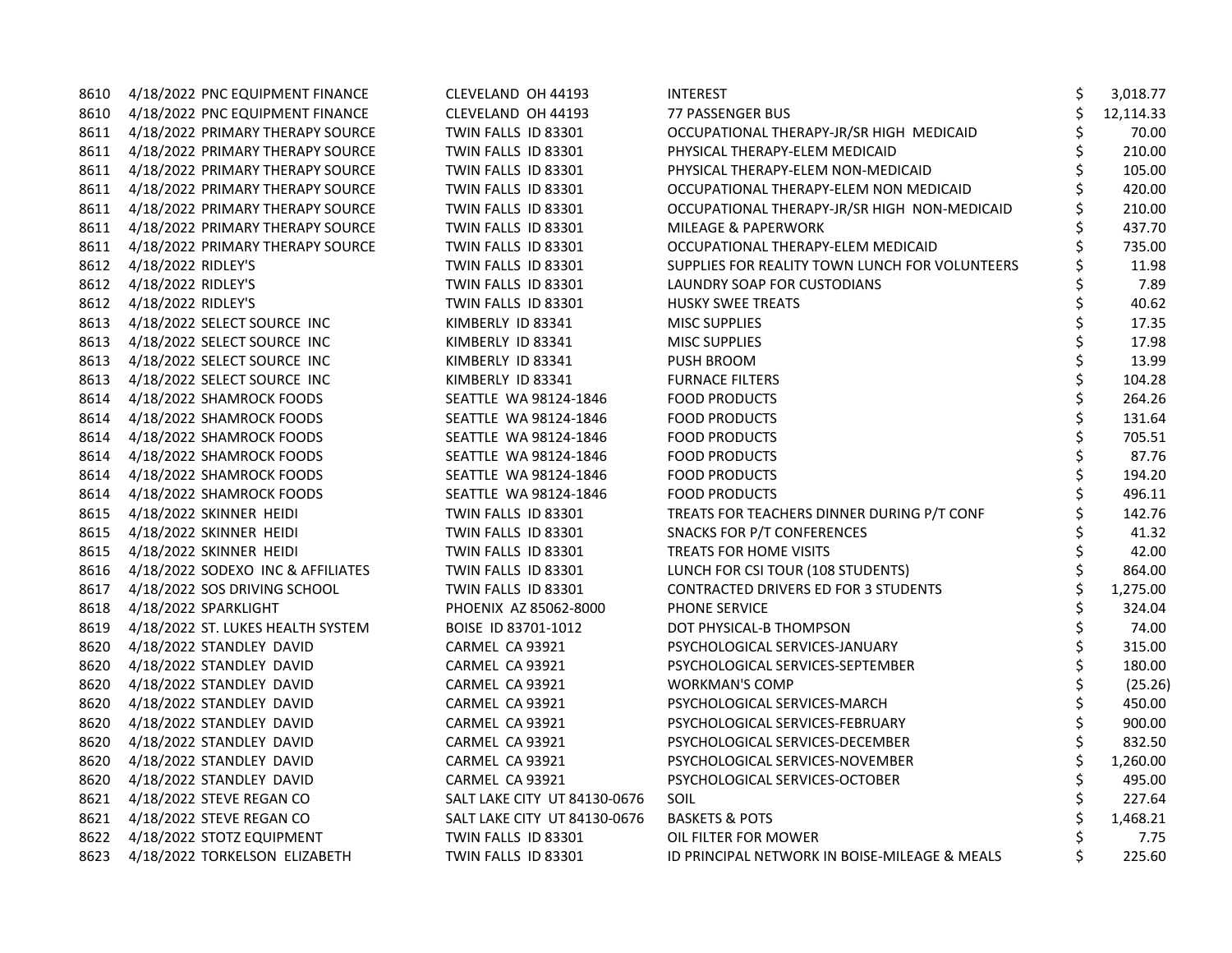| | | | | | |
|---|---|---|---|---|---|
| 8610 | 4/18/2022 | PNC EQUIPMENT FINANCE | CLEVELAND OH 44193 | INTEREST | $ 3,018.77 |
| 8610 | 4/18/2022 | PNC EQUIPMENT FINANCE | CLEVELAND OH 44193 | 77 PASSENGER BUS | $ 12,114.33 |
| 8611 | 4/18/2022 | PRIMARY THERAPY SOURCE | TWIN FALLS ID 83301 | OCCUPATIONAL THERAPY-JR/SR HIGH MEDICAID | $ 70.00 |
| 8611 | 4/18/2022 | PRIMARY THERAPY SOURCE | TWIN FALLS ID 83301 | PHYSICAL THERAPY-ELEM MEDICAID | $ 210.00 |
| 8611 | 4/18/2022 | PRIMARY THERAPY SOURCE | TWIN FALLS ID 83301 | PHYSICAL THERAPY-ELEM NON-MEDICAID | $ 105.00 |
| 8611 | 4/18/2022 | PRIMARY THERAPY SOURCE | TWIN FALLS ID 83301 | OCCUPATIONAL THERAPY-ELEM NON MEDICAID | $ 420.00 |
| 8611 | 4/18/2022 | PRIMARY THERAPY SOURCE | TWIN FALLS ID 83301 | OCCUPATIONAL THERAPY-JR/SR HIGH NON-MEDICAID | $ 210.00 |
| 8611 | 4/18/2022 | PRIMARY THERAPY SOURCE | TWIN FALLS ID 83301 | MILEAGE & PAPERWORK | $ 437.70 |
| 8611 | 4/18/2022 | PRIMARY THERAPY SOURCE | TWIN FALLS ID 83301 | OCCUPATIONAL THERAPY-ELEM MEDICAID | $ 735.00 |
| 8612 | 4/18/2022 | RIDLEY'S | TWIN FALLS ID 83301 | SUPPLIES FOR REALITY TOWN LUNCH FOR VOLUNTEERS | $ 11.98 |
| 8612 | 4/18/2022 | RIDLEY'S | TWIN FALLS ID 83301 | LAUNDRY SOAP FOR CUSTODIANS | $ 7.89 |
| 8612 | 4/18/2022 | RIDLEY'S | TWIN FALLS ID 83301 | HUSKY SWEE TREATS | $ 40.62 |
| 8613 | 4/18/2022 | SELECT SOURCE INC | KIMBERLY ID 83341 | MISC SUPPLIES | $ 17.35 |
| 8613 | 4/18/2022 | SELECT SOURCE INC | KIMBERLY ID 83341 | MISC SUPPLIES | $ 17.98 |
| 8613 | 4/18/2022 | SELECT SOURCE INC | KIMBERLY ID 83341 | PUSH BROOM | $ 13.99 |
| 8613 | 4/18/2022 | SELECT SOURCE INC | KIMBERLY ID 83341 | FURNACE FILTERS | $ 104.28 |
| 8614 | 4/18/2022 | SHAMROCK FOODS | SEATTLE WA 98124-1846 | FOOD PRODUCTS | $ 264.26 |
| 8614 | 4/18/2022 | SHAMROCK FOODS | SEATTLE WA 98124-1846 | FOOD PRODUCTS | $ 131.64 |
| 8614 | 4/18/2022 | SHAMROCK FOODS | SEATTLE WA 98124-1846 | FOOD PRODUCTS | $ 705.51 |
| 8614 | 4/18/2022 | SHAMROCK FOODS | SEATTLE WA 98124-1846 | FOOD PRODUCTS | $ 87.76 |
| 8614 | 4/18/2022 | SHAMROCK FOODS | SEATTLE WA 98124-1846 | FOOD PRODUCTS | $ 194.20 |
| 8614 | 4/18/2022 | SHAMROCK FOODS | SEATTLE WA 98124-1846 | FOOD PRODUCTS | $ 496.11 |
| 8615 | 4/18/2022 | SKINNER HEIDI | TWIN FALLS ID 83301 | TREATS FOR TEACHERS DINNER DURING P/T CONF | $ 142.76 |
| 8615 | 4/18/2022 | SKINNER HEIDI | TWIN FALLS ID 83301 | SNACKS FOR P/T CONFERENCES | $ 41.32 |
| 8615 | 4/18/2022 | SKINNER HEIDI | TWIN FALLS ID 83301 | TREATS FOR HOME VISITS | $ 42.00 |
| 8616 | 4/18/2022 | SODEXO INC & AFFILIATES | TWIN FALLS ID 83301 | LUNCH FOR CSI TOUR (108 STUDENTS) | $ 864.00 |
| 8617 | 4/18/2022 | SOS DRIVING SCHOOL | TWIN FALLS ID 83301 | CONTRACTED DRIVERS ED FOR 3 STUDENTS | $ 1,275.00 |
| 8618 | 4/18/2022 | SPARKLIGHT | PHOENIX AZ 85062-8000 | PHONE SERVICE | $ 324.04 |
| 8619 | 4/18/2022 | ST. LUKES HEALTH SYSTEM | BOISE ID 83701-1012 | DOT PHYSICAL-B THOMPSON | $ 74.00 |
| 8620 | 4/18/2022 | STANDLEY DAVID | CARMEL CA 93921 | PSYCHOLOGICAL SERVICES-JANUARY | $ 315.00 |
| 8620 | 4/18/2022 | STANDLEY DAVID | CARMEL CA 93921 | PSYCHOLOGICAL SERVICES-SEPTEMBER | $ 180.00 |
| 8620 | 4/18/2022 | STANDLEY DAVID | CARMEL CA 93921 | WORKMAN'S COMP | $ (25.26) |
| 8620 | 4/18/2022 | STANDLEY DAVID | CARMEL CA 93921 | PSYCHOLOGICAL SERVICES-MARCH | $ 450.00 |
| 8620 | 4/18/2022 | STANDLEY DAVID | CARMEL CA 93921 | PSYCHOLOGICAL SERVICES-FEBRUARY | $ 900.00 |
| 8620 | 4/18/2022 | STANDLEY DAVID | CARMEL CA 93921 | PSYCHOLOGICAL SERVICES-DECEMBER | $ 832.50 |
| 8620 | 4/18/2022 | STANDLEY DAVID | CARMEL CA 93921 | PSYCHOLOGICAL SERVICES-NOVEMBER | $ 1,260.00 |
| 8620 | 4/18/2022 | STANDLEY DAVID | CARMEL CA 93921 | PSYCHOLOGICAL SERVICES-OCTOBER | $ 495.00 |
| 8621 | 4/18/2022 | STEVE REGAN CO | SALT LAKE CITY UT 84130-0676 | SOIL | $ 227.64 |
| 8621 | 4/18/2022 | STEVE REGAN CO | SALT LAKE CITY UT 84130-0676 | BASKETS & POTS | $ 1,468.21 |
| 8622 | 4/18/2022 | STOTZ EQUIPMENT | TWIN FALLS ID 83301 | OIL FILTER FOR MOWER | $ 7.75 |
| 8623 | 4/18/2022 | TORKELSON ELIZABETH | TWIN FALLS ID 83301 | ID PRINCIPAL NETWORK IN BOISE-MILEAGE & MEALS | $ 225.60 |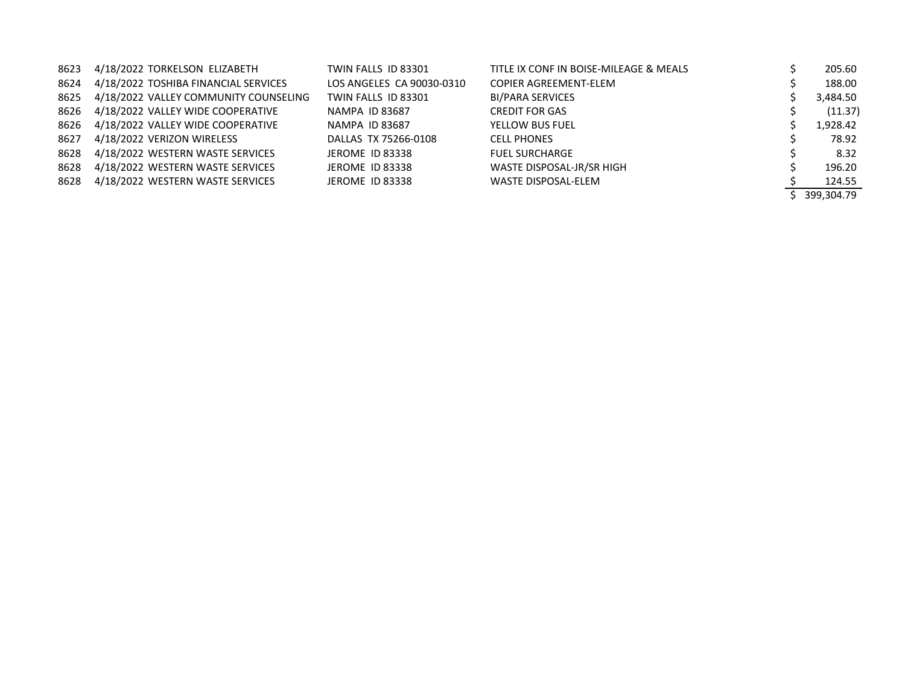| | | | | | |
|---|---|---|---|---|---|
| 8623 | 4/18/2022 | TORKELSON ELIZABETH | TWIN FALLS ID 83301 | TITLE IX CONF IN BOISE-MILEAGE & MEALS | $ 205.60 |
| 8624 | 4/18/2022 | TOSHIBA FINANCIAL SERVICES | LOS ANGELES CA 90030-0310 | COPIER AGREEMENT-ELEM | $ 188.00 |
| 8625 | 4/18/2022 | VALLEY COMMUNITY COUNSELING | TWIN FALLS ID 83301 | BI/PARA SERVICES | $ 3,484.50 |
| 8626 | 4/18/2022 | VALLEY WIDE COOPERATIVE | NAMPA ID 83687 | CREDIT FOR GAS | $ (11.37) |
| 8626 | 4/18/2022 | VALLEY WIDE COOPERATIVE | NAMPA ID 83687 | YELLOW BUS FUEL | $ 1,928.42 |
| 8627 | 4/18/2022 | VERIZON WIRELESS | DALLAS TX 75266-0108 | CELL PHONES | $ 78.92 |
| 8628 | 4/18/2022 | WESTERN WASTE SERVICES | JEROME ID 83338 | FUEL SURCHARGE | $ 8.32 |
| 8628 | 4/18/2022 | WESTERN WASTE SERVICES | JEROME ID 83338 | WASTE DISPOSAL-JR/SR HIGH | $ 196.20 |
| 8628 | 4/18/2022 | WESTERN WASTE SERVICES | JEROME ID 83338 | WASTE DISPOSAL-ELEM | $ 124.55 |
| | | | | | $ 399,304.79 |